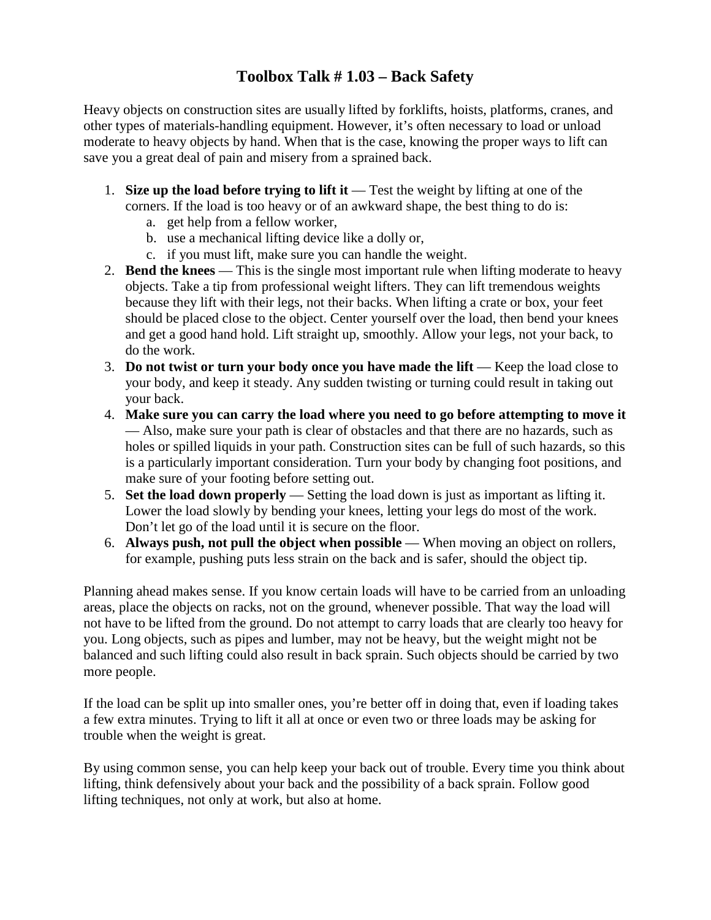# Toolbox Talk # 1.03 – Back Safety

Heavy objects on construction sites are usually lifted by forklifts, hoists, platforms, cranes, and other types of materials-handling equipment. However, it's often necessary to load or unload moderate to heavy objects by hand. When that is the case, knowing the proper ways to lift can save you a great deal of pain and misery from a sprained back.

1. **Size up the load before trying to lift it** — Test the weight by lifting at one of the corners. If the load is too heavy or of an awkward shape, the best thing to do is:
   a. get help from a fellow worker,
   b. use a mechanical lifting device like a dolly or,
   c. if you must lift, make sure you can handle the weight.
2. **Bend the knees** — This is the single most important rule when lifting moderate to heavy objects. Take a tip from professional weight lifters. They can lift tremendous weights because they lift with their legs, not their backs. When lifting a crate or box, your feet should be placed close to the object. Center yourself over the load, then bend your knees and get a good hand hold. Lift straight up, smoothly. Allow your legs, not your back, to do the work.
3. **Do not twist or turn your body once you have made the lift** — Keep the load close to your body, and keep it steady. Any sudden twisting or turning could result in taking out your back.
4. **Make sure you can carry the load where you need to go before attempting to move it** — Also, make sure your path is clear of obstacles and that there are no hazards, such as holes or spilled liquids in your path. Construction sites can be full of such hazards, so this is a particularly important consideration. Turn your body by changing foot positions, and make sure of your footing before setting out.
5. **Set the load down properly** — Setting the load down is just as important as lifting it. Lower the load slowly by bending your knees, letting your legs do most of the work. Don't let go of the load until it is secure on the floor.
6. **Always push, not pull the object when possible** — When moving an object on rollers, for example, pushing puts less strain on the back and is safer, should the object tip.

Planning ahead makes sense. If you know certain loads will have to be carried from an unloading areas, place the objects on racks, not on the ground, whenever possible. That way the load will not have to be lifted from the ground. Do not attempt to carry loads that are clearly too heavy for you. Long objects, such as pipes and lumber, may not be heavy, but the weight might not be balanced and such lifting could also result in back sprain. Such objects should be carried by two more people.

If the load can be split up into smaller ones, you're better off in doing that, even if loading takes a few extra minutes. Trying to lift it all at once or even two or three loads may be asking for trouble when the weight is great.

By using common sense, you can help keep your back out of trouble. Every time you think about lifting, think defensively about your back and the possibility of a back sprain. Follow good lifting techniques, not only at work, but also at home.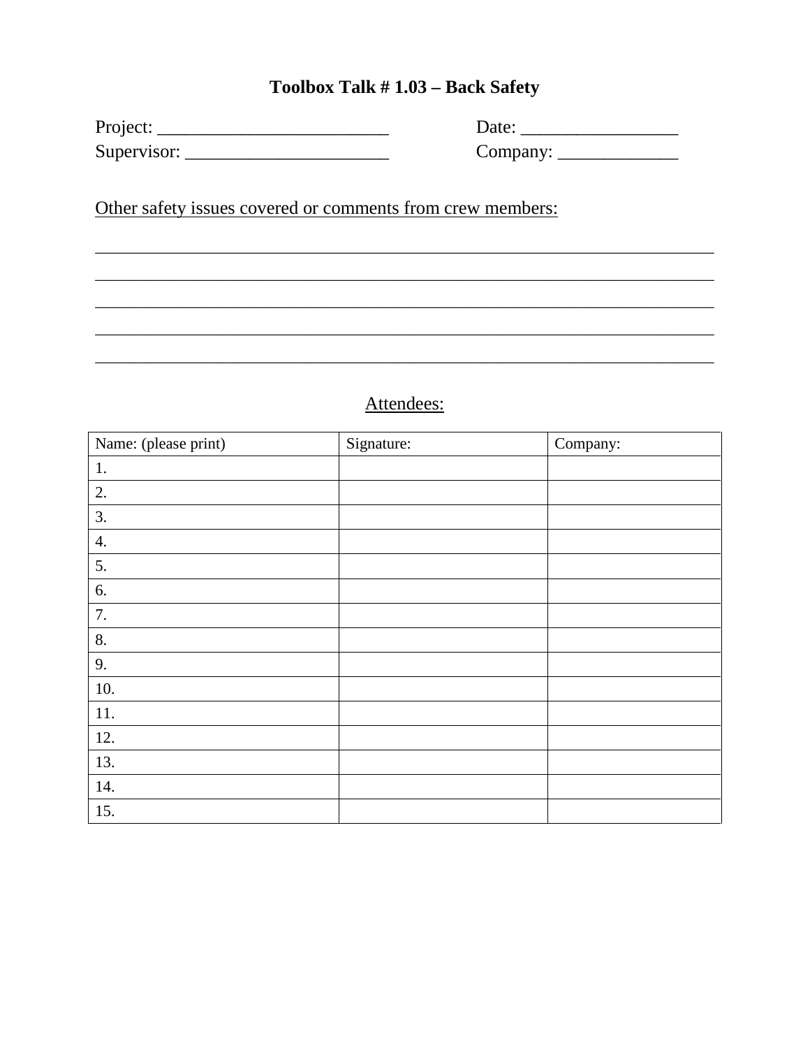# Toolbox Talk # 1.03 – Back Safety

Project: _________________________ Date: _________________

Supervisor: ______________________ Company: _____________

Other safety issues covered or comments from crew members:

_____________________________________________________________________

_____________________________________________________________________

_____________________________________________________________________

_____________________________________________________________________

_____________________________________________________________________

## Attendees:

| Name: (please print) | Signature: | Company: |
|---|---|---|
| 1. | | |
| 2. | | |
| 3. | | |
| 4. | | |
| 5. | | |
| 6. | | |
| 7. | | |
| 8. | | |
| 9. | | |
| 10. | | |
| 11. | | |
| 12. | | |
| 13. | | |
| 14. | | |
| 15. | | |